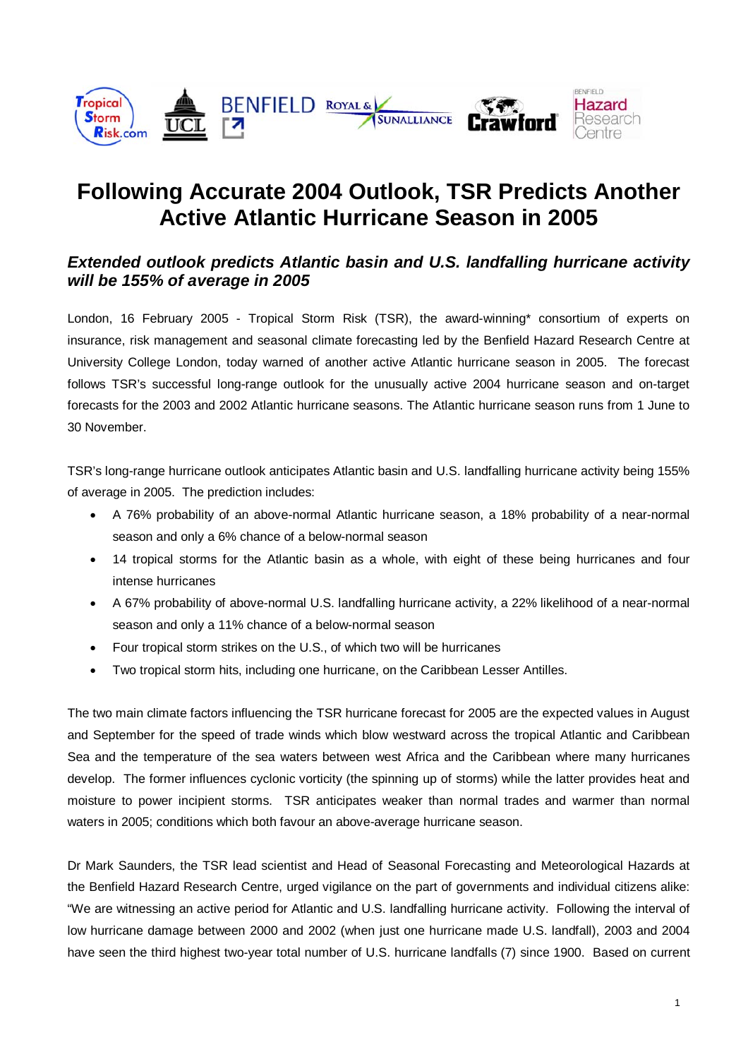# Following Accurate 2004 Outlook, TSR Predicts Another Active Atlantic Hurricane Season in 2005

## *Extended outlook predicts Atlantic basin and U.S. landfalling hurricane activity will be 155% of average in 2005*

London, 16 February 2005 - Tropical Storm Risk (TSR), the award-winning* consortium of experts on insurance, risk management and seasonal climate forecasting led by the Benfield Hazard Research Centre at University College London, today warned of another active Atlantic hurricane season in 2005. The forecast follows TSR's successful long-range outlook for the unusually active 2004 hurricane season and on-target forecasts for the 2003 and 2002 Atlantic hurricane seasons. The Atlantic hurricane season runs from 1 June to 30 November.

TSR's long-range hurricane outlook anticipates Atlantic basin and U.S. landfalling hurricane activity being 155% of average in 2005. The prediction includes:

- A 76% probability of an above-normal Atlantic hurricane season, a 18% probability of a near-normal season and only a 6% chance of a below-normal season
- 14 tropical storms for the Atlantic basin as a whole, with eight of these being hurricanes and four intense hurricanes
- A 67% probability of above-normal U.S. landfalling hurricane activity, a 22% likelihood of a near-normal season and only a 11% chance of a below-normal season
- Four tropical storm strikes on the U.S., of which two will be hurricanes
- Two tropical storm hits, including one hurricane, on the Caribbean Lesser Antilles.

The two main climate factors influencing the TSR hurricane forecast for 2005 are the expected values in August and September for the speed of trade winds which blow westward across the tropical Atlantic and Caribbean Sea and the temperature of the sea waters between west Africa and the Caribbean where many hurricanes develop. The former influences cyclonic vorticity (the spinning up of storms) while the latter provides heat and moisture to power incipient storms. TSR anticipates weaker than normal trades and warmer than normal waters in 2005; conditions which both favour an above-average hurricane season.

Dr Mark Saunders, the TSR lead scientist and Head of Seasonal Forecasting and Meteorological Hazards at the Benfield Hazard Research Centre, urged vigilance on the part of governments and individual citizens alike: "We are witnessing an active period for Atlantic and U.S. landfalling hurricane activity. Following the interval of low hurricane damage between 2000 and 2002 (when just one hurricane made U.S. landfall), 2003 and 2004 have seen the third highest two-year total number of U.S. hurricane landfalls (7) since 1900. Based on current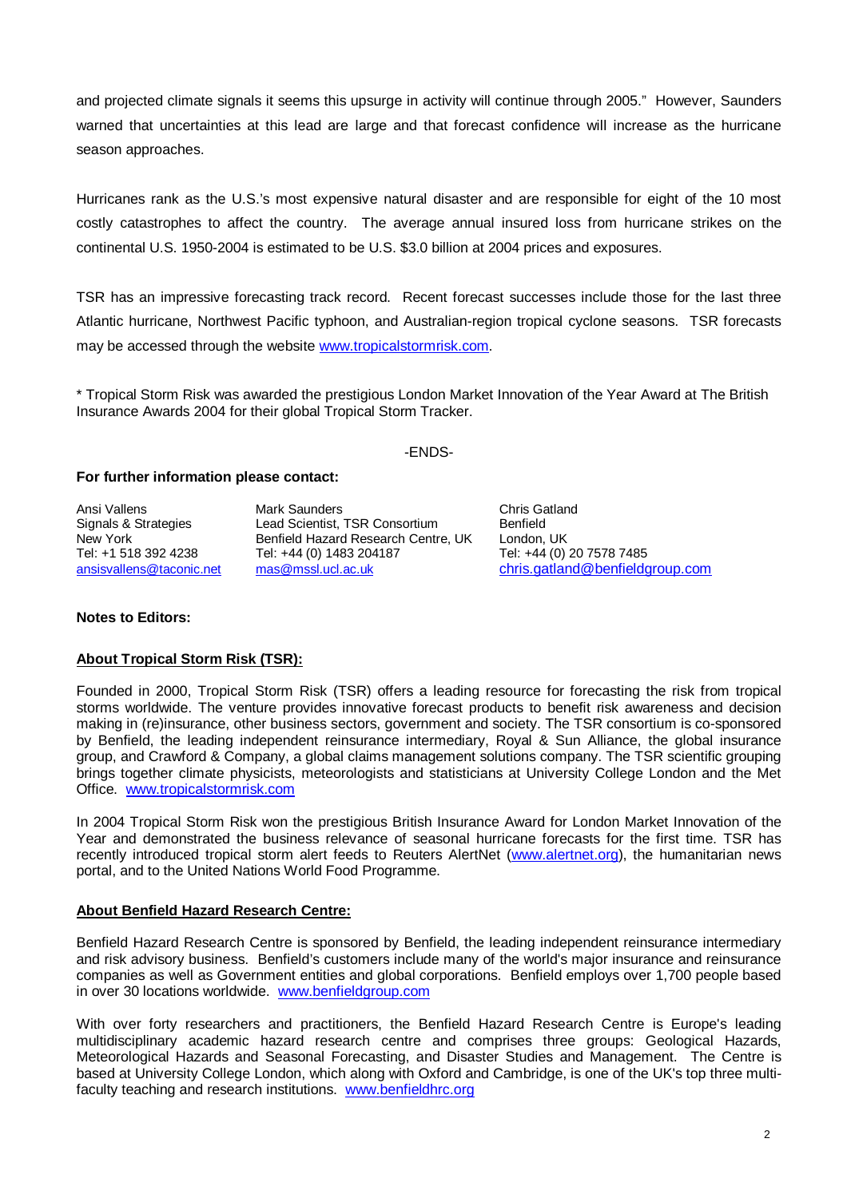and projected climate signals it seems this upsurge in activity will continue through 2005." However, Saunders warned that uncertainties at this lead are large and that forecast confidence will increase as the hurricane season approaches.

Hurricanes rank as the U.S.'s most expensive natural disaster and are responsible for eight of the 10 most costly catastrophes to affect the country. The average annual insured loss from hurricane strikes on the continental U.S. 1950-2004 is estimated to be U.S. $3.0 billion at 2004 prices and exposures.

TSR has an impressive forecasting track record. Recent forecast successes include those for the last three Atlantic hurricane, Northwest Pacific typhoon, and Australian-region tropical cyclone seasons. TSR forecasts may be accessed through the website www.tropicalstormrisk.com.

* Tropical Storm Risk was awarded the prestigious London Market Innovation of the Year Award at The British Insurance Awards 2004 for their global Tropical Storm Tracker.

-ENDS-

**For further information please contact:**

| | | |
|---|---|---|
| Ansi Vallens | Mark Saunders | Chris Gatland |
| Signals & Strategies | Lead Scientist, TSR Consortium | Benfield |
| New York | Benfield Hazard Research Centre, UK | London, UK |
| Tel: +1 518 392 4238 | Tel: +44 (0) 1483 204187 | Tel: +44 (0) 20 7578 7485 |
| ansisvallens@taconic.net | mas@mssl.ucl.ac.uk | chris.gatland@benfieldgroup.com |

**Notes to Editors:**

**About Tropical Storm Risk (TSR):**

Founded in 2000, Tropical Storm Risk (TSR) offers a leading resource for forecasting the risk from tropical storms worldwide. The venture provides innovative forecast products to benefit risk awareness and decision making in (re)insurance, other business sectors, government and society. The TSR consortium is co-sponsored by Benfield, the leading independent reinsurance intermediary, Royal & Sun Alliance, the global insurance group, and Crawford & Company, a global claims management solutions company. The TSR scientific grouping brings together climate physicists, meteorologists and statisticians at University College London and the Met Office. www.tropicalstormrisk.com

In 2004 Tropical Storm Risk won the prestigious British Insurance Award for London Market Innovation of the Year and demonstrated the business relevance of seasonal hurricane forecasts for the first time. TSR has recently introduced tropical storm alert feeds to Reuters AlertNet (www.alertnet.org), the humanitarian news portal, and to the United Nations World Food Programme.

**About Benfield Hazard Research Centre:**

Benfield Hazard Research Centre is sponsored by Benfield, the leading independent reinsurance intermediary and risk advisory business. Benfield's customers include many of the world's major insurance and reinsurance companies as well as Government entities and global corporations. Benfield employs over 1,700 people based in over 30 locations worldwide. www.benfieldgroup.com

With over forty researchers and practitioners, the Benfield Hazard Research Centre is Europe's leading multidisciplinary academic hazard research centre and comprises three groups: Geological Hazards, Meteorological Hazards and Seasonal Forecasting, and Disaster Studies and Management. The Centre is based at University College London, which along with Oxford and Cambridge, is one of the UK's top three multi-faculty teaching and research institutions. www.benfieldhrc.org